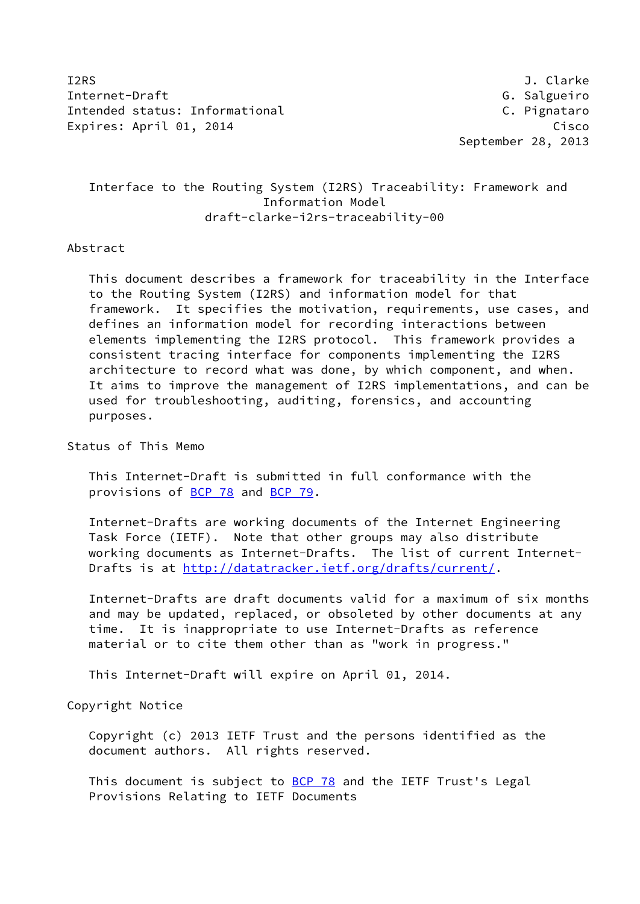I2RS J. Clarke
Internet-Draft G. Salgueiro
Intended status: Informational C. Pignataro
Expires: April 01, 2014 Cisco
September 28, 2013

# Interface to the Routing System (I2RS) Traceability: Framework and Information Model

draft-clarke-i2rs-traceability-00

## Abstract

This document describes a framework for traceability in the Interface to the Routing System (I2RS) and information model for that framework. It specifies the motivation, requirements, use cases, and defines an information model for recording interactions between elements implementing the I2RS protocol. This framework provides a consistent tracing interface for components implementing the I2RS architecture to record what was done, by which component, and when. It aims to improve the management of I2RS implementations, and can be used for troubleshooting, auditing, forensics, and accounting purposes.

## Status of This Memo

This Internet-Draft is submitted in full conformance with the provisions of BCP 78 and BCP 79.

Internet-Drafts are working documents of the Internet Engineering Task Force (IETF). Note that other groups may also distribute working documents as Internet-Drafts. The list of current Internet-Drafts is at http://datatracker.ietf.org/drafts/current/.

Internet-Drafts are draft documents valid for a maximum of six months and may be updated, replaced, or obsoleted by other documents at any time. It is inappropriate to use Internet-Drafts as reference material or to cite them other than as "work in progress."

This Internet-Draft will expire on April 01, 2014.

## Copyright Notice

Copyright (c) 2013 IETF Trust and the persons identified as the document authors. All rights reserved.

This document is subject to BCP 78 and the IETF Trust's Legal Provisions Relating to IETF Documents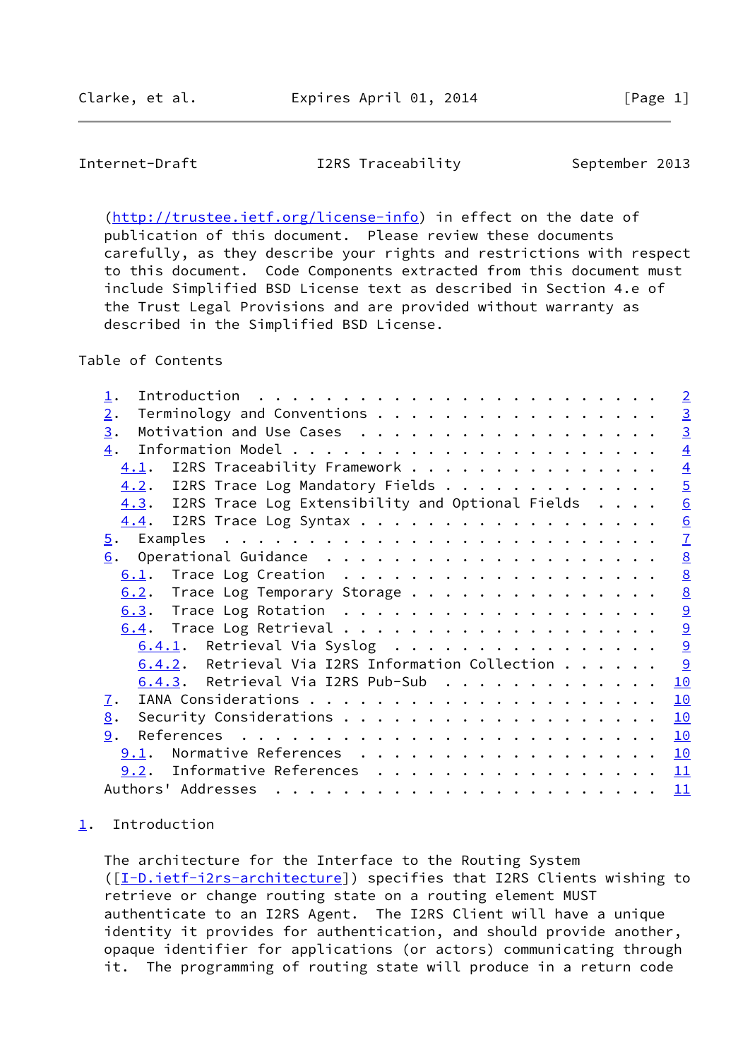(http://trustee.ietf.org/license-info) in effect on the date of publication of this document. Please review these documents carefully, as they describe your rights and restrictions with respect to this document. Code Components extracted from this document must include Simplified BSD License text as described in Section 4.e of the Trust Legal Provisions and are provided without warranty as described in the Simplified BSD License.

## Table of Contents

- 1. Introduction . . . . . . . . . . . . . . . . . . . . . . . . 2
- 2. Terminology and Conventions . . . . . . . . . . . . . . . . . 3
- 3. Motivation and Use Cases . . . . . . . . . . . . . . . . . . 3
- 4. Information Model . . . . . . . . . . . . . . . . . . . . . . 4
  - 4.1. I2RS Traceability Framework . . . . . . . . . . . . . . . 4
  - 4.2. I2RS Trace Log Mandatory Fields . . . . . . . . . . . . . 5
  - 4.3. I2RS Trace Log Extensibility and Optional Fields . . . . 6
  - 4.4. I2RS Trace Log Syntax . . . . . . . . . . . . . . . . . . 6
- 5. Examples . . . . . . . . . . . . . . . . . . . . . . . . . . 7
- 6. Operational Guidance . . . . . . . . . . . . . . . . . . . . 8
  - 6.1. Trace Log Creation . . . . . . . . . . . . . . . . . . . 8
  - 6.2. Trace Log Temporary Storage . . . . . . . . . . . . . . . 8
  - 6.3. Trace Log Rotation . . . . . . . . . . . . . . . . . . . 9
  - 6.4. Trace Log Retrieval . . . . . . . . . . . . . . . . . . . 9
    - 6.4.1. Retrieval Via Syslog . . . . . . . . . . . . . . . . 9
    - 6.4.2. Retrieval Via I2RS Information Collection . . . . . . 9
    - 6.4.3. Retrieval Via I2RS Pub-Sub . . . . . . . . . . . . . 10
- 7. IANA Considerations . . . . . . . . . . . . . . . . . . . . . 10
- 8. Security Considerations . . . . . . . . . . . . . . . . . . . 10
- 9. References . . . . . . . . . . . . . . . . . . . . . . . . . 10
  - 9.1. Normative References . . . . . . . . . . . . . . . . . . 10
  - 9.2. Informative References . . . . . . . . . . . . . . . . . 11
- Authors' Addresses . . . . . . . . . . . . . . . . . . . . . . . 11

## 1. Introduction

The architecture for the Interface to the Routing System ([I-D.ietf-i2rs-architecture]) specifies that I2RS Clients wishing to retrieve or change routing state on a routing element MUST authenticate to an I2RS Agent. The I2RS Client will have a unique identity it provides for authentication, and should provide another, opaque identifier for applications (or actors) communicating through it. The programming of routing state will produce in a return code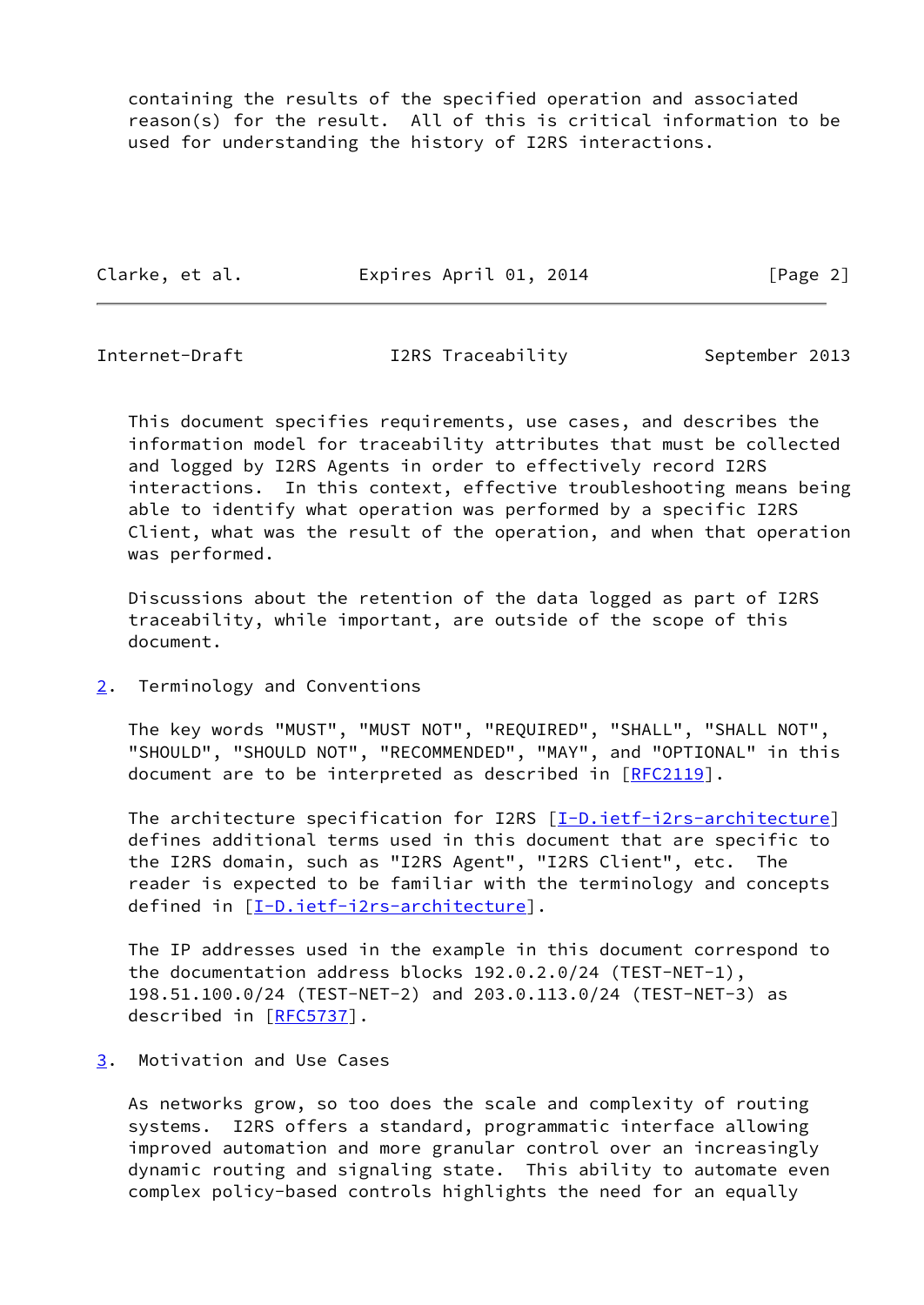containing the results of the specified operation and associated reason(s) for the result. All of this is critical information to be used for understanding the history of I2RS interactions.

This document specifies requirements, use cases, and describes the information model for traceability attributes that must be collected and logged by I2RS Agents in order to effectively record I2RS interactions. In this context, effective troubleshooting means being able to identify what operation was performed by a specific I2RS Client, what was the result of the operation, and when that operation was performed.

Discussions about the retention of the data logged as part of I2RS traceability, while important, are outside of the scope of this document.

## 2. Terminology and Conventions

The key words "MUST", "MUST NOT", "REQUIRED", "SHALL", "SHALL NOT", "SHOULD", "SHOULD NOT", "RECOMMENDED", "MAY", and "OPTIONAL" in this document are to be interpreted as described in [RFC2119].

The architecture specification for I2RS [I-D.ietf-i2rs-architecture] defines additional terms used in this document that are specific to the I2RS domain, such as "I2RS Agent", "I2RS Client", etc. The reader is expected to be familiar with the terminology and concepts defined in [I-D.ietf-i2rs-architecture].

The IP addresses used in the example in this document correspond to the documentation address blocks 192.0.2.0/24 (TEST-NET-1), 198.51.100.0/24 (TEST-NET-2) and 203.0.113.0/24 (TEST-NET-3) as described in [RFC5737].

## 3. Motivation and Use Cases

As networks grow, so too does the scale and complexity of routing systems. I2RS offers a standard, programmatic interface allowing improved automation and more granular control over an increasingly dynamic routing and signaling state. This ability to automate even complex policy-based controls highlights the need for an equally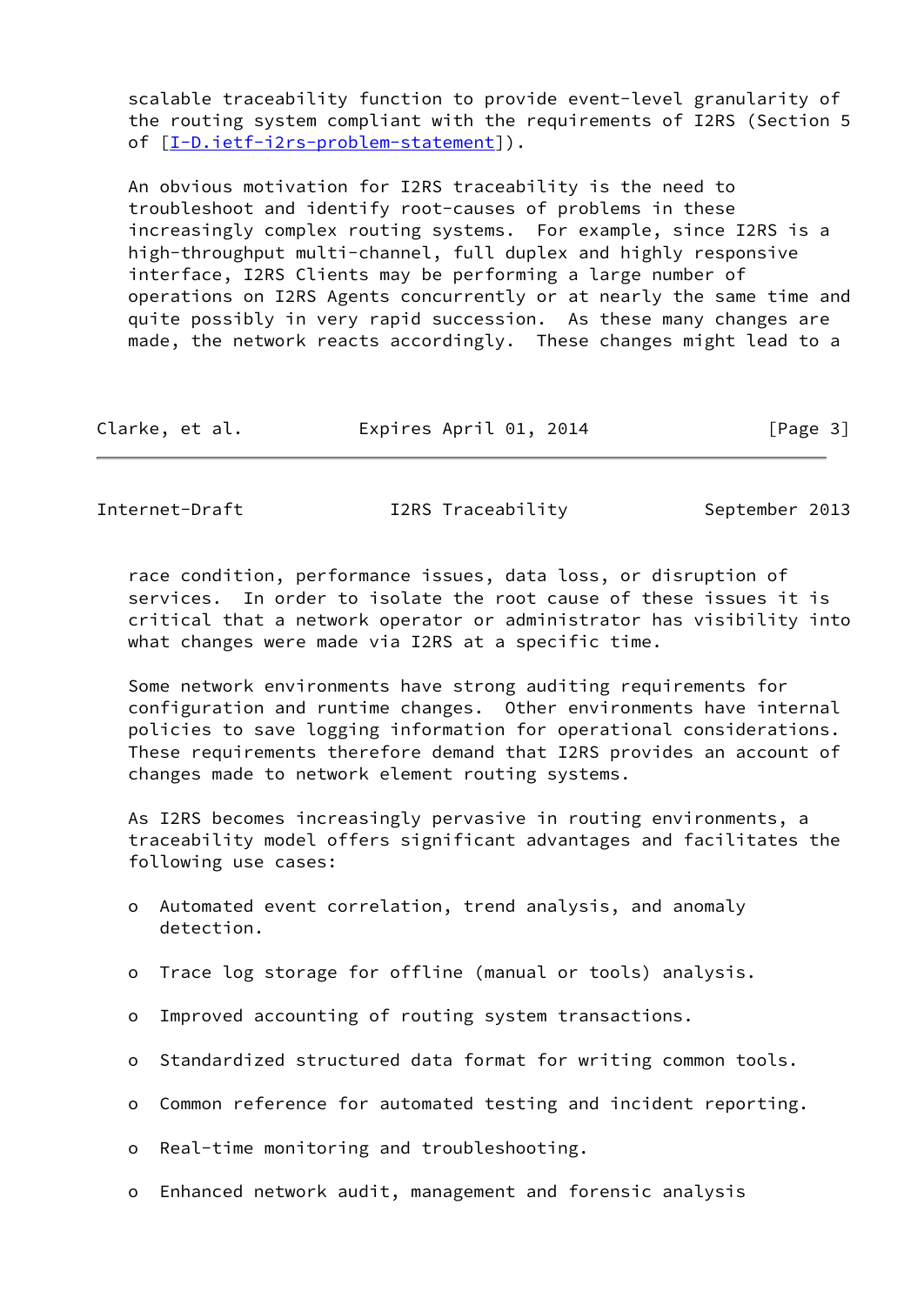scalable traceability function to provide event-level granularity of the routing system compliant with the requirements of I2RS (Section 5 of [I-D.ietf-i2rs-problem-statement]).

An obvious motivation for I2RS traceability is the need to troubleshoot and identify root-causes of problems in these increasingly complex routing systems. For example, since I2RS is a high-throughput multi-channel, full duplex and highly responsive interface, I2RS Clients may be performing a large number of operations on I2RS Agents concurrently or at nearly the same time and quite possibly in very rapid succession. As these many changes are made, the network reacts accordingly. These changes might lead to a race condition, performance issues, data loss, or disruption of services. In order to isolate the root cause of these issues it is critical that a network operator or administrator has visibility into what changes were made via I2RS at a specific time.

Some network environments have strong auditing requirements for configuration and runtime changes. Other environments have internal policies to save logging information for operational considerations. These requirements therefore demand that I2RS provides an account of changes made to network element routing systems.

As I2RS becomes increasingly pervasive in routing environments, a traceability model offers significant advantages and facilitates the following use cases:

- Automated event correlation, trend analysis, and anomaly detection.
- Trace log storage for offline (manual or tools) analysis.
- Improved accounting of routing system transactions.
- Standardized structured data format for writing common tools.
- Common reference for automated testing and incident reporting.
- Real-time monitoring and troubleshooting.
- Enhanced network audit, management and forensic analysis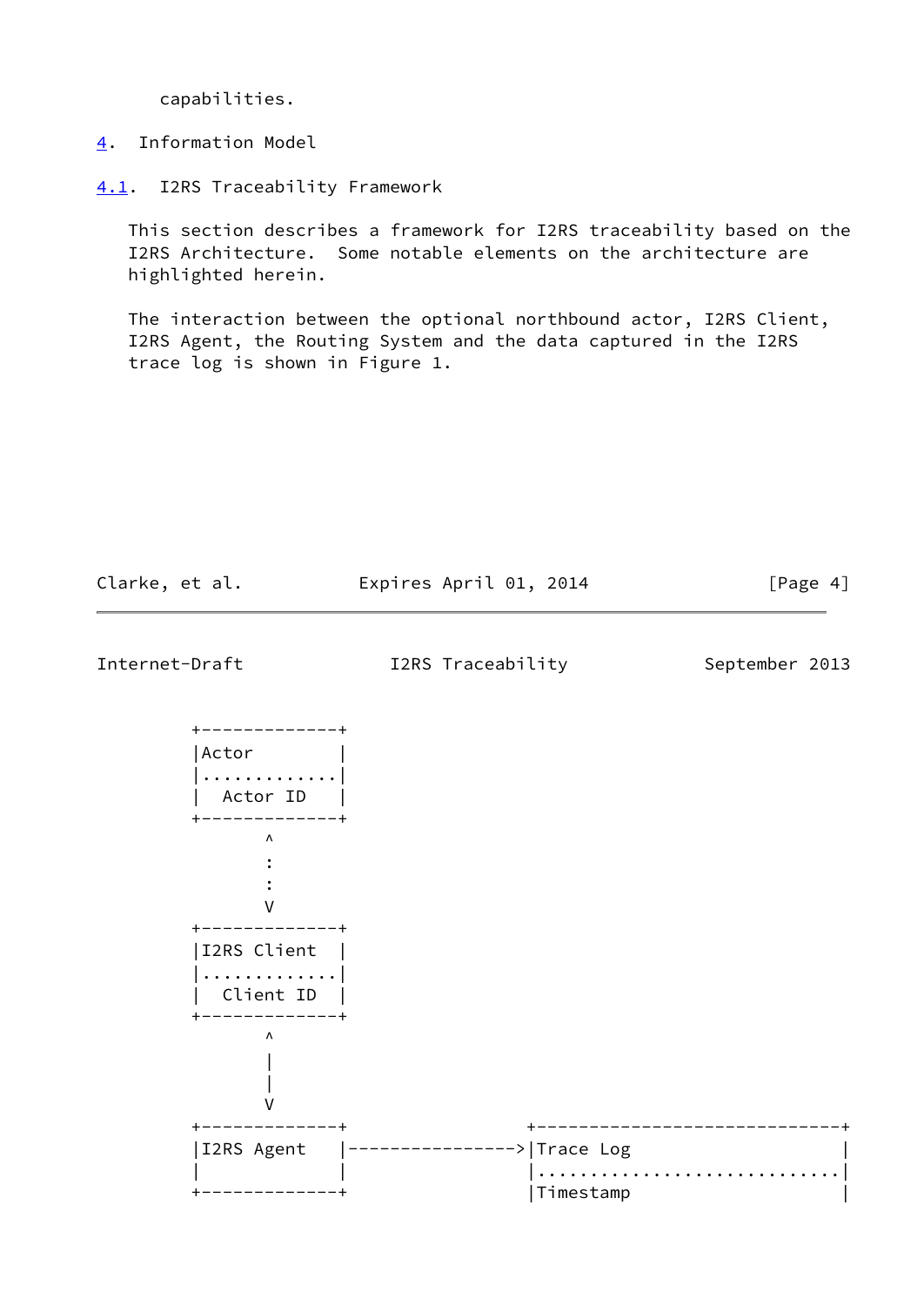capabilities.

## 4. Information Model

### 4.1. I2RS Traceability Framework

This section describes a framework for I2RS traceability based on the I2RS Architecture. Some notable elements on the architecture are highlighted herein.

The interaction between the optional northbound actor, I2RS Client, I2RS Agent, the Routing System and the data captured in the I2RS trace log is shown in Figure 1.

```
+-------------+
|Actor        |
|.............|
|  Actor ID   |
+-------------+
       ^
       :
       :
       V
+-------------+
|I2RS Client  |
|.............|
|  Client ID  |
+-------------+
       ^
       |
       |
       V
+-------------+                +-----------------------------+
|I2RS Agent   |--------------->|Trace Log                    |
|             |                |.............................|
+-------------+                |Timestamp                    |
```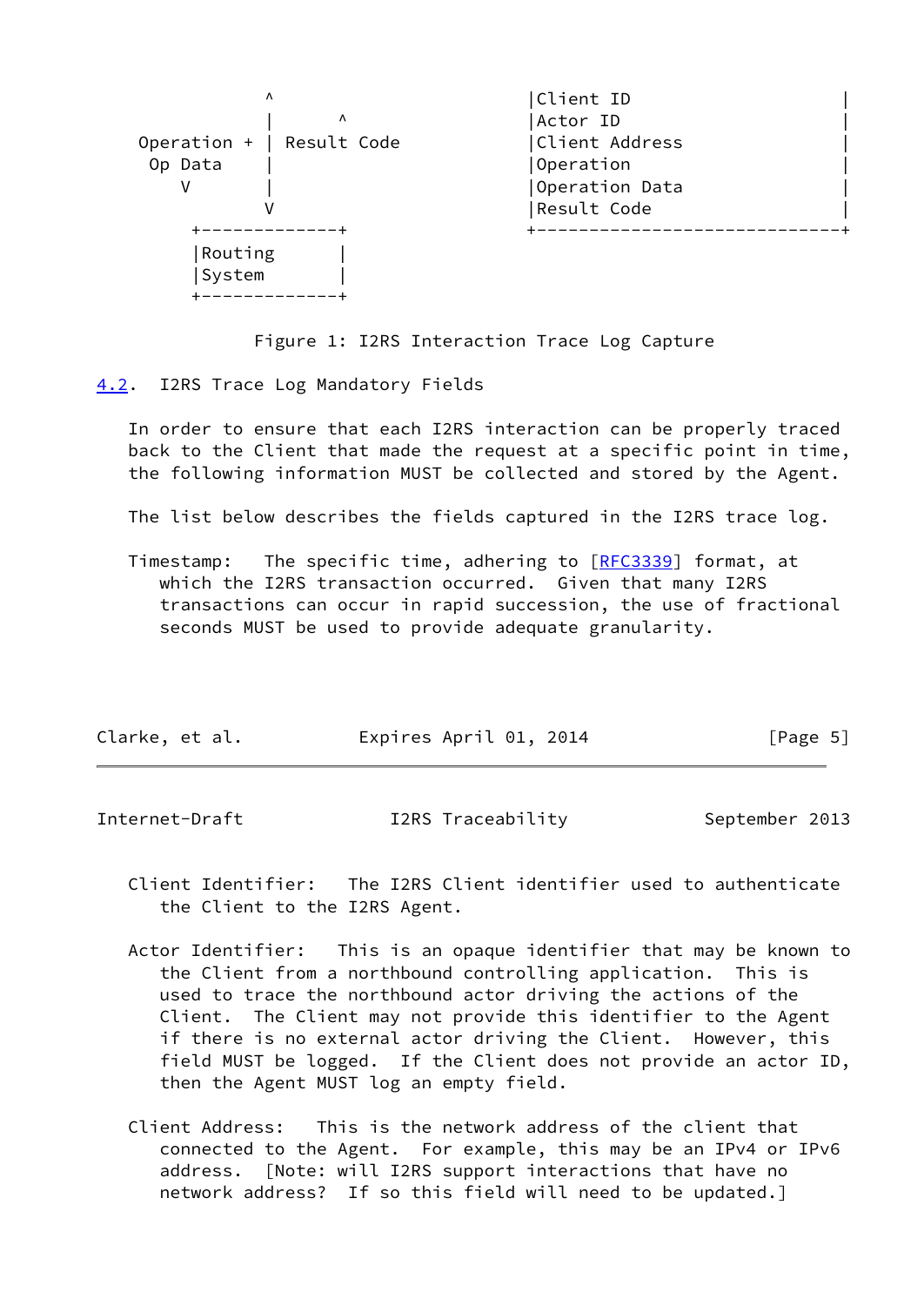```
             ^                          |Client ID                    |
             |      ^                   |Actor ID                     |
   Operation + | Result Code            |Client Address               |
    Op Data    |                        |Operation                    |
        V      |                        |Operation Data               |
             V                          |Result Code                  |
        +-------------+                 +-----------------------------+
        |Routing      |
        |System       |
        +-------------+
```

Figure 1: I2RS Interaction Trace Log Capture

## 4.2. I2RS Trace Log Mandatory Fields

In order to ensure that each I2RS interaction can be properly traced back to the Client that made the request at a specific point in time, the following information MUST be collected and stored by the Agent.

The list below describes the fields captured in the I2RS trace log.

Timestamp: The specific time, adhering to [RFC3339] format, at which the I2RS transaction occurred. Given that many I2RS transactions can occur in rapid succession, the use of fractional seconds MUST be used to provide adequate granularity.

Client Identifier: The I2RS Client identifier used to authenticate the Client to the I2RS Agent.

Actor Identifier: This is an opaque identifier that may be known to the Client from a northbound controlling application. This is used to trace the northbound actor driving the actions of the Client. The Client may not provide this identifier to the Agent if there is no external actor driving the Client. However, this field MUST be logged. If the Client does not provide an actor ID, then the Agent MUST log an empty field.

Client Address: This is the network address of the client that connected to the Agent. For example, this may be an IPv4 or IPv6 address. [Note: will I2RS support interactions that have no network address? If so this field will need to be updated.]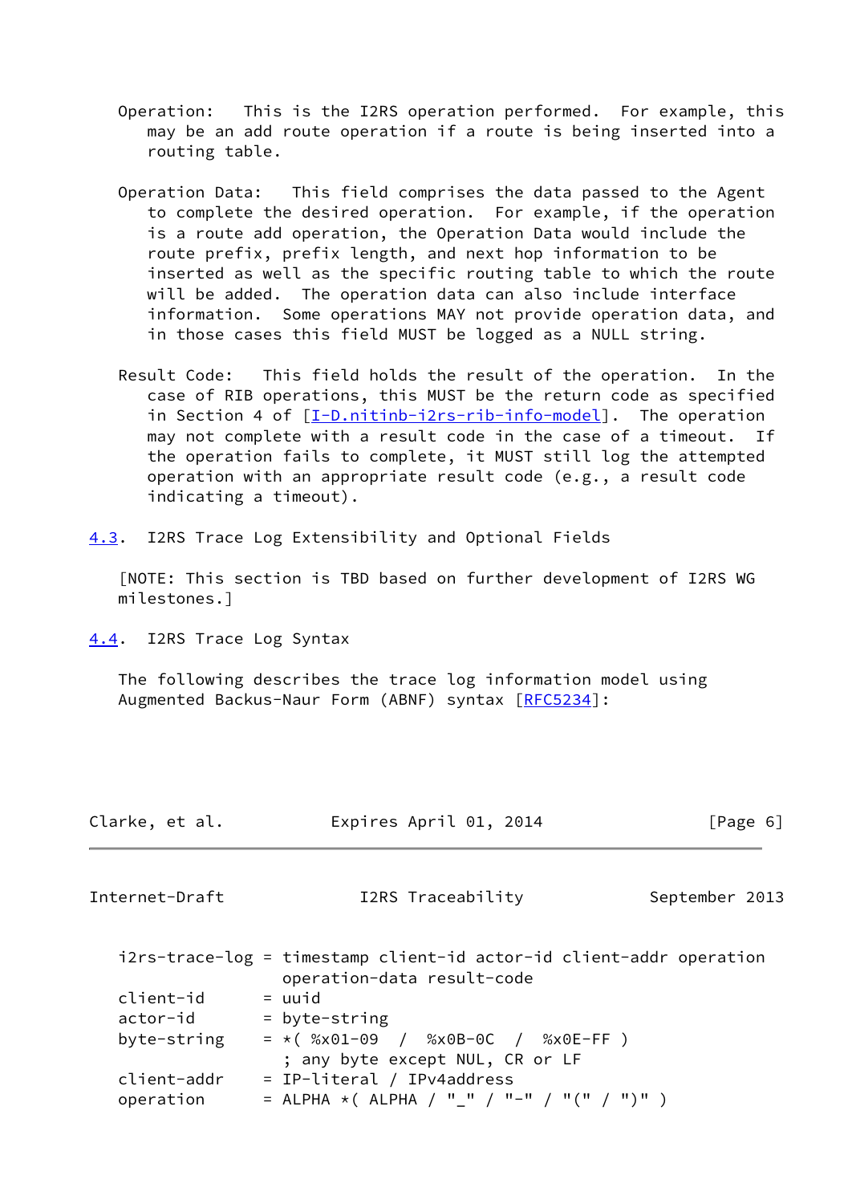Operation: This is the I2RS operation performed. For example, this may be an add route operation if a route is being inserted into a routing table.

Operation Data: This field comprises the data passed to the Agent to complete the desired operation. For example, if the operation is a route add operation, the Operation Data would include the route prefix, prefix length, and next hop information to be inserted as well as the specific routing table to which the route will be added. The operation data can also include interface information. Some operations MAY not provide operation data, and in those cases this field MUST be logged as a NULL string.

Result Code: This field holds the result of the operation. In the case of RIB operations, this MUST be the return code as specified in Section 4 of [I-D.nitinb-i2rs-rib-info-model]. The operation may not complete with a result code in the case of a timeout. If the operation fails to complete, it MUST still log the attempted operation with an appropriate result code (e.g., a result code indicating a timeout).

### 4.3. I2RS Trace Log Extensibility and Optional Fields

[NOTE: This section is TBD based on further development of I2RS WG milestones.]

### 4.4. I2RS Trace Log Syntax

The following describes the trace log information model using Augmented Backus-Naur Form (ABNF) syntax [RFC5234]:

```
i2rs-trace-log = timestamp client-id actor-id client-addr operation
                 operation-data result-code
client-id      = uuid
actor-id       = byte-string
byte-string    = *( %x01-09  /  %x0B-0C  /  %x0E-FF )
                 ; any byte except NUL, CR or LF
client-addr    = IP-literal / IPv4address
operation      = ALPHA *( ALPHA / "_" / "-" / "(" / ")" )
```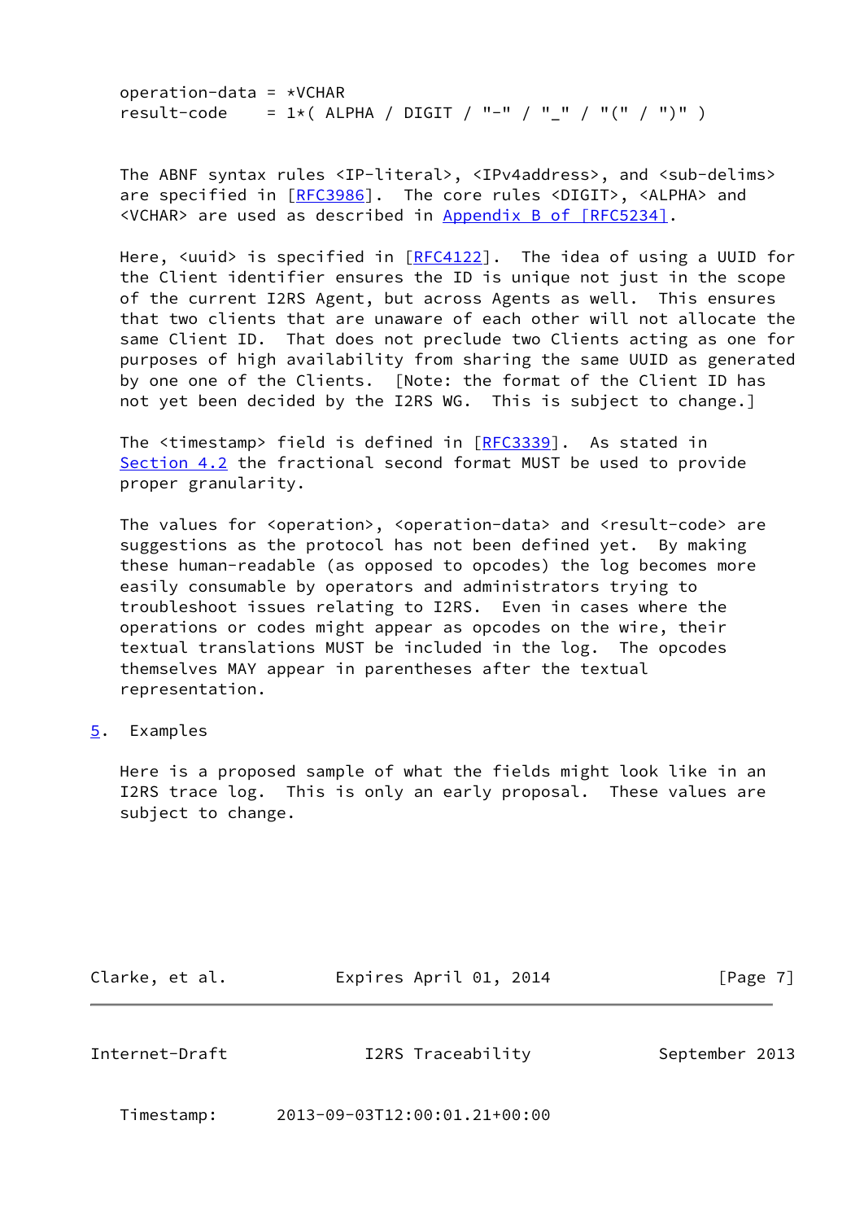```
operation-data = *VCHAR
result-code    = 1*( ALPHA / DIGIT / "-" / "_" / "(" / ")" )
```

The ABNF syntax rules <IP-literal>, <IPv4address>, and <sub-delims> are specified in [RFC3986]. The core rules <DIGIT>, <ALPHA> and <VCHAR> are used as described in Appendix B of [RFC5234].

Here, <uuid> is specified in [RFC4122]. The idea of using a UUID for the Client identifier ensures the ID is unique not just in the scope of the current I2RS Agent, but across Agents as well. This ensures that two clients that are unaware of each other will not allocate the same Client ID. That does not preclude two Clients acting as one for purposes of high availability from sharing the same UUID as generated by one one of the Clients. [Note: the format of the Client ID has not yet been decided by the I2RS WG. This is subject to change.]

The <timestamp> field is defined in [RFC3339]. As stated in Section 4.2 the fractional second format MUST be used to provide proper granularity.

The values for <operation>, <operation-data> and <result-code> are suggestions as the protocol has not been defined yet. By making these human-readable (as opposed to opcodes) the log becomes more easily consumable by operators and administrators trying to troubleshoot issues relating to I2RS. Even in cases where the operations or codes might appear as opcodes on the wire, their textual translations MUST be included in the log. The opcodes themselves MAY appear in parentheses after the textual representation.

## 5. Examples

Here is a proposed sample of what the fields might look like in an I2RS trace log. This is only an early proposal. These values are subject to change.

```
Timestamp:      2013-09-03T12:00:01.21+00:00
```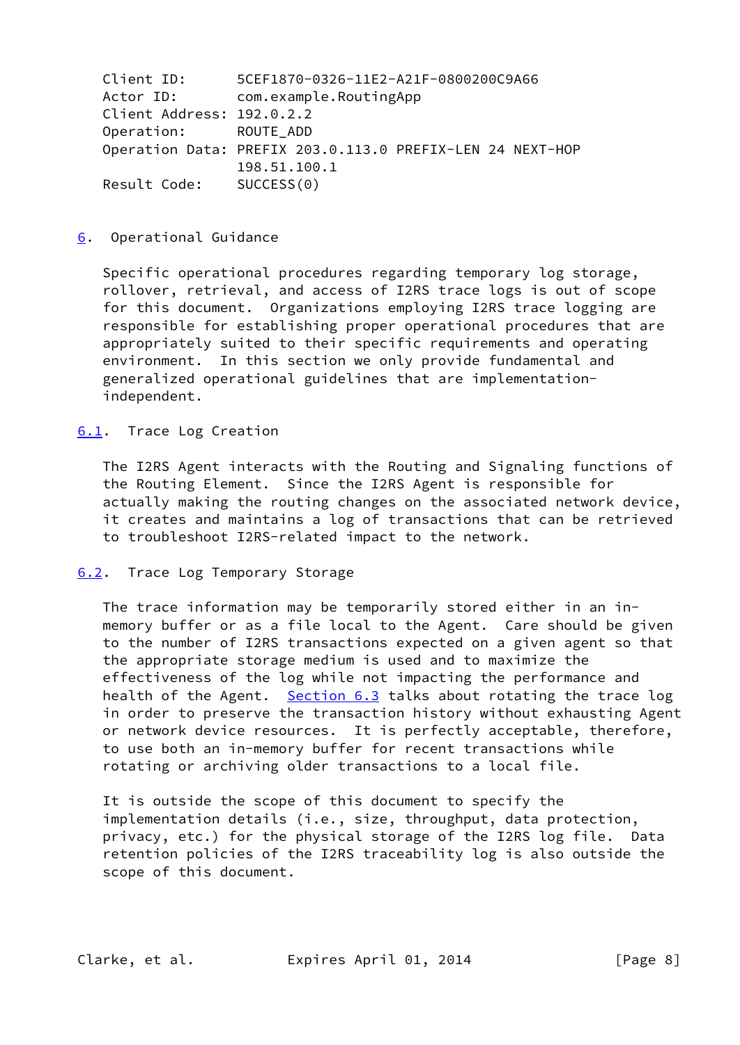```
Client ID:      5CEF1870-0326-11E2-A21F-0800200C9A66
Actor ID:       com.example.RoutingApp
Client Address: 192.0.2.2
Operation:      ROUTE_ADD
Operation Data: PREFIX 203.0.113.0 PREFIX-LEN 24 NEXT-HOP
                198.51.100.1
Result Code:    SUCCESS(0)
```

## 6. Operational Guidance

Specific operational procedures regarding temporary log storage, rollover, retrieval, and access of I2RS trace logs is out of scope for this document. Organizations employing I2RS trace logging are responsible for establishing proper operational procedures that are appropriately suited to their specific requirements and operating environment. In this section we only provide fundamental and generalized operational guidelines that are implementation-independent.

### 6.1. Trace Log Creation

The I2RS Agent interacts with the Routing and Signaling functions of the Routing Element. Since the I2RS Agent is responsible for actually making the routing changes on the associated network device, it creates and maintains a log of transactions that can be retrieved to troubleshoot I2RS-related impact to the network.

### 6.2. Trace Log Temporary Storage

The trace information may be temporarily stored either in an in-memory buffer or as a file local to the Agent. Care should be given to the number of I2RS transactions expected on a given agent so that the appropriate storage medium is used and to maximize the effectiveness of the log while not impacting the performance and health of the Agent. Section 6.3 talks about rotating the trace log in order to preserve the transaction history without exhausting Agent or network device resources. It is perfectly acceptable, therefore, to use both an in-memory buffer for recent transactions while rotating or archiving older transactions to a local file.

It is outside the scope of this document to specify the implementation details (i.e., size, throughput, data protection, privacy, etc.) for the physical storage of the I2RS log file. Data retention policies of the I2RS traceability log is also outside the scope of this document.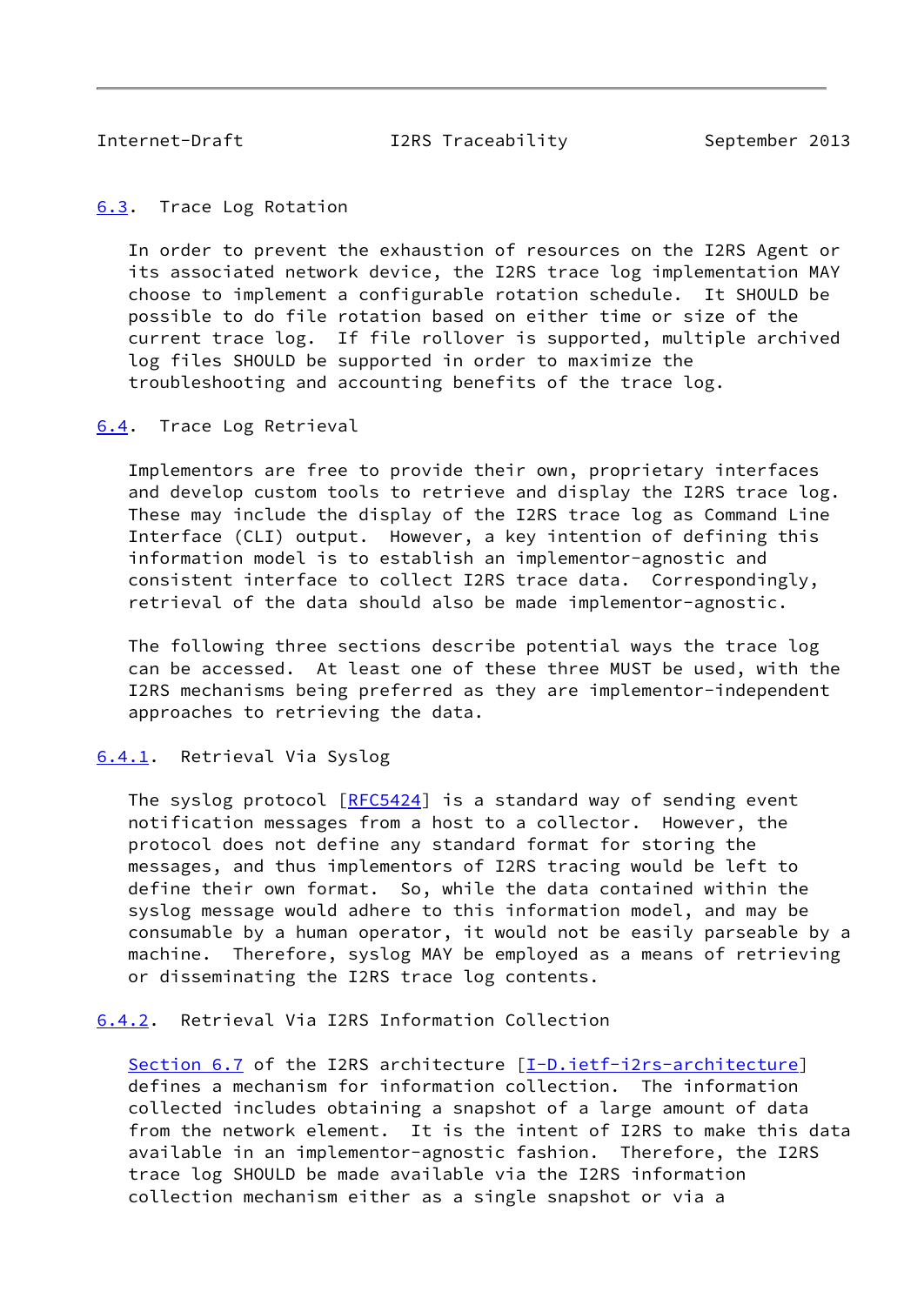### 6.3. Trace Log Rotation

In order to prevent the exhaustion of resources on the I2RS Agent or its associated network device, the I2RS trace log implementation MAY choose to implement a configurable rotation schedule. It SHOULD be possible to do file rotation based on either time or size of the current trace log. If file rollover is supported, multiple archived log files SHOULD be supported in order to maximize the troubleshooting and accounting benefits of the trace log.

### 6.4. Trace Log Retrieval

Implementors are free to provide their own, proprietary interfaces and develop custom tools to retrieve and display the I2RS trace log. These may include the display of the I2RS trace log as Command Line Interface (CLI) output. However, a key intention of defining this information model is to establish an implementor-agnostic and consistent interface to collect I2RS trace data. Correspondingly, retrieval of the data should also be made implementor-agnostic.

The following three sections describe potential ways the trace log can be accessed. At least one of these three MUST be used, with the I2RS mechanisms being preferred as they are implementor-independent approaches to retrieving the data.

#### 6.4.1. Retrieval Via Syslog

The syslog protocol [RFC5424] is a standard way of sending event notification messages from a host to a collector. However, the protocol does not define any standard format for storing the messages, and thus implementors of I2RS tracing would be left to define their own format. So, while the data contained within the syslog message would adhere to this information model, and may be consumable by a human operator, it would not be easily parseable by a machine. Therefore, syslog MAY be employed as a means of retrieving or disseminating the I2RS trace log contents.

#### 6.4.2. Retrieval Via I2RS Information Collection

Section 6.7 of the I2RS architecture [I-D.ietf-i2rs-architecture] defines a mechanism for information collection. The information collected includes obtaining a snapshot of a large amount of data from the network element. It is the intent of I2RS to make this data available in an implementor-agnostic fashion. Therefore, the I2RS trace log SHOULD be made available via the I2RS information collection mechanism either as a single snapshot or via a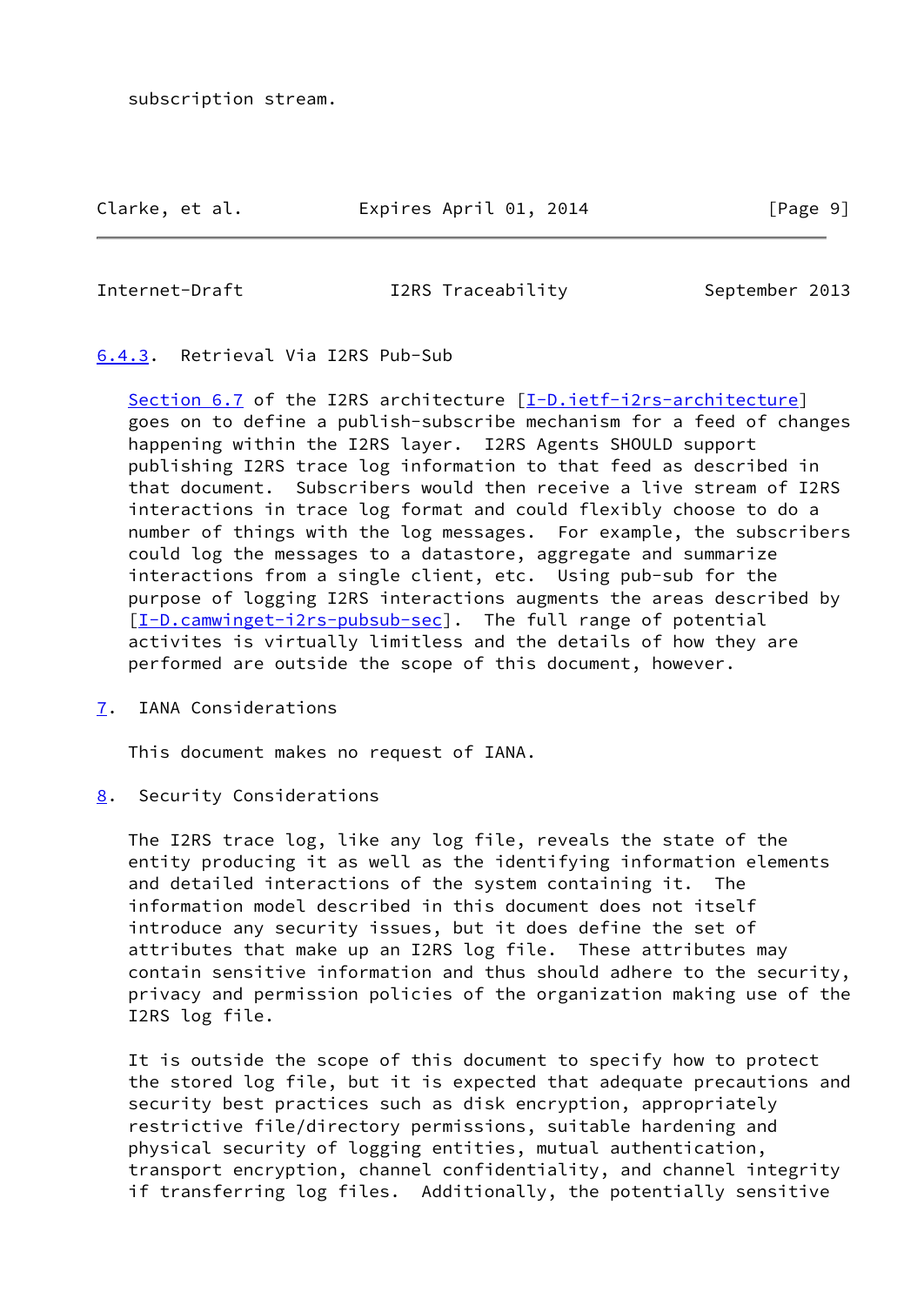subscription stream.

#### 6.4.3. Retrieval Via I2RS Pub-Sub

Section 6.7 of the I2RS architecture [I-D.ietf-i2rs-architecture] goes on to define a publish-subscribe mechanism for a feed of changes happening within the I2RS layer. I2RS Agents SHOULD support publishing I2RS trace log information to that feed as described in that document. Subscribers would then receive a live stream of I2RS interactions in trace log format and could flexibly choose to do a number of things with the log messages. For example, the subscribers could log the messages to a datastore, aggregate and summarize interactions from a single client, etc. Using pub-sub for the purpose of logging I2RS interactions augments the areas described by [I-D.camwinget-i2rs-pubsub-sec]. The full range of potential activites is virtually limitless and the details of how they are performed are outside the scope of this document, however.

## 7. IANA Considerations

This document makes no request of IANA.

## 8. Security Considerations

The I2RS trace log, like any log file, reveals the state of the entity producing it as well as the identifying information elements and detailed interactions of the system containing it. The information model described in this document does not itself introduce any security issues, but it does define the set of attributes that make up an I2RS log file. These attributes may contain sensitive information and thus should adhere to the security, privacy and permission policies of the organization making use of the I2RS log file.

It is outside the scope of this document to specify how to protect the stored log file, but it is expected that adequate precautions and security best practices such as disk encryption, appropriately restrictive file/directory permissions, suitable hardening and physical security of logging entities, mutual authentication, transport encryption, channel confidentiality, and channel integrity if transferring log files. Additionally, the potentially sensitive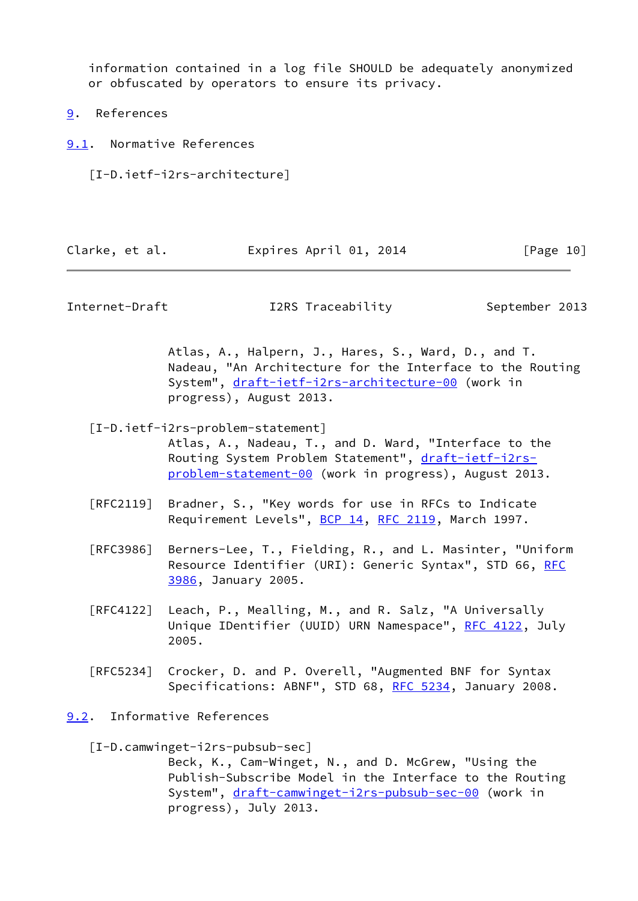information contained in a log file SHOULD be adequately anonymized or obfuscated by operators to ensure its privacy.

# 9. References

## 9.1. Normative References

[I-D.ietf-i2rs-architecture]
Atlas, A., Halpern, J., Hares, S., Ward, D., and T. Nadeau, "An Architecture for the Interface to the Routing System", draft-ietf-i2rs-architecture-00 (work in progress), August 2013.

[I-D.ietf-i2rs-problem-statement]
Atlas, A., Nadeau, T., and D. Ward, "Interface to the Routing System Problem Statement", draft-ietf-i2rs-problem-statement-00 (work in progress), August 2013.

[RFC2119] Bradner, S., "Key words for use in RFCs to Indicate Requirement Levels", BCP 14, RFC 2119, March 1997.

[RFC3986] Berners-Lee, T., Fielding, R., and L. Masinter, "Uniform Resource Identifier (URI): Generic Syntax", STD 66, RFC 3986, January 2005.

[RFC4122] Leach, P., Mealling, M., and R. Salz, "A Universally Unique IDentifier (UUID) URN Namespace", RFC 4122, July 2005.

[RFC5234] Crocker, D. and P. Overell, "Augmented BNF for Syntax Specifications: ABNF", STD 68, RFC 5234, January 2008.

## 9.2. Informative References

[I-D.camwinget-i2rs-pubsub-sec]
Beck, K., Cam-Winget, N., and D. McGrew, "Using the Publish-Subscribe Model in the Interface to the Routing System", draft-camwinget-i2rs-pubsub-sec-00 (work in progress), July 2013.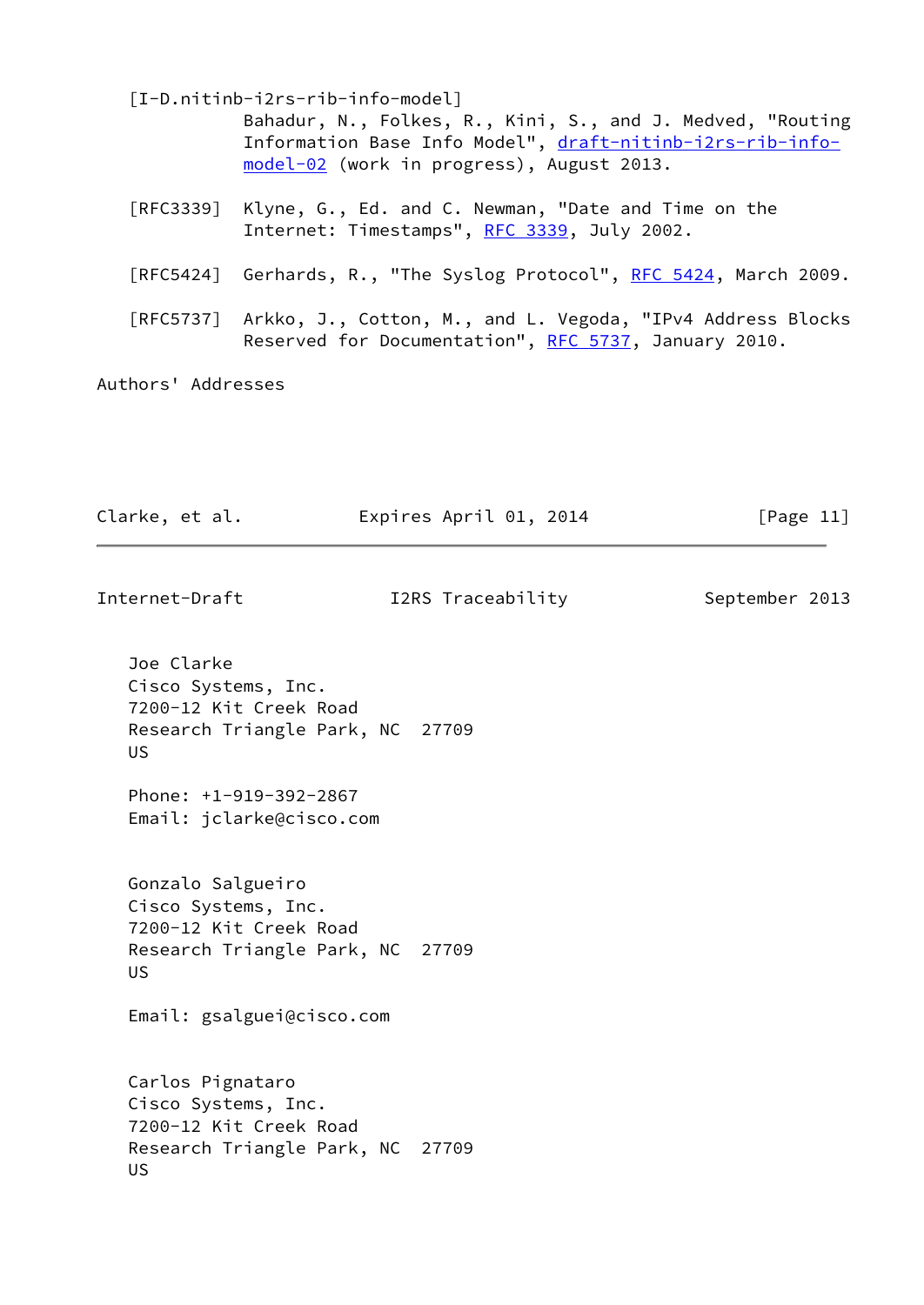[I-D.nitinb-i2rs-rib-info-model]
Bahadur, N., Folkes, R., Kini, S., and J. Medved, "Routing Information Base Info Model", draft-nitinb-i2rs-rib-info-model-02 (work in progress), August 2013.

[RFC3339] Klyne, G., Ed. and C. Newman, "Date and Time on the Internet: Timestamps", RFC 3339, July 2002.

[RFC5424] Gerhards, R., "The Syslog Protocol", RFC 5424, March 2009.

[RFC5737] Arkko, J., Cotton, M., and L. Vegoda, "IPv4 Address Blocks Reserved for Documentation", RFC 5737, January 2010.

## Authors' Addresses

Joe Clarke
Cisco Systems, Inc.
7200-12 Kit Creek Road
Research Triangle Park, NC  27709
US

Phone: +1-919-392-2867
Email: jclarke@cisco.com

Gonzalo Salgueiro
Cisco Systems, Inc.
7200-12 Kit Creek Road
Research Triangle Park, NC  27709
US

Email: gsalguei@cisco.com

Carlos Pignataro
Cisco Systems, Inc.
7200-12 Kit Creek Road
Research Triangle Park, NC  27709
US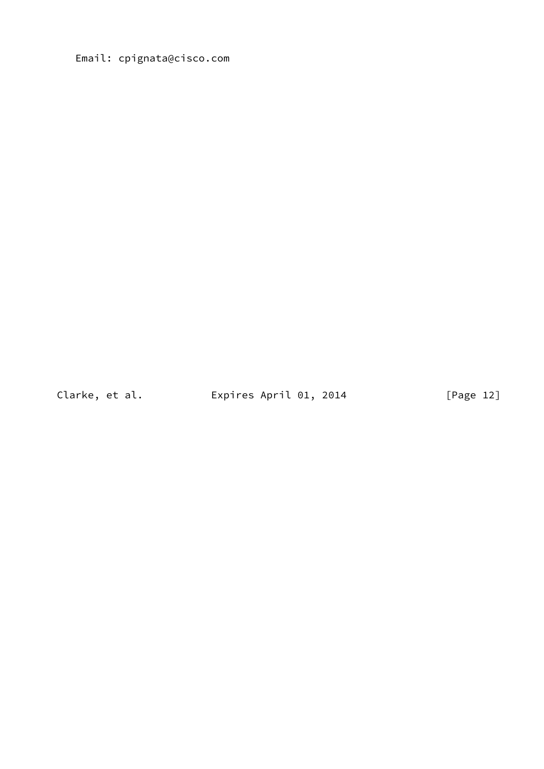Email: cpignata@cisco.com